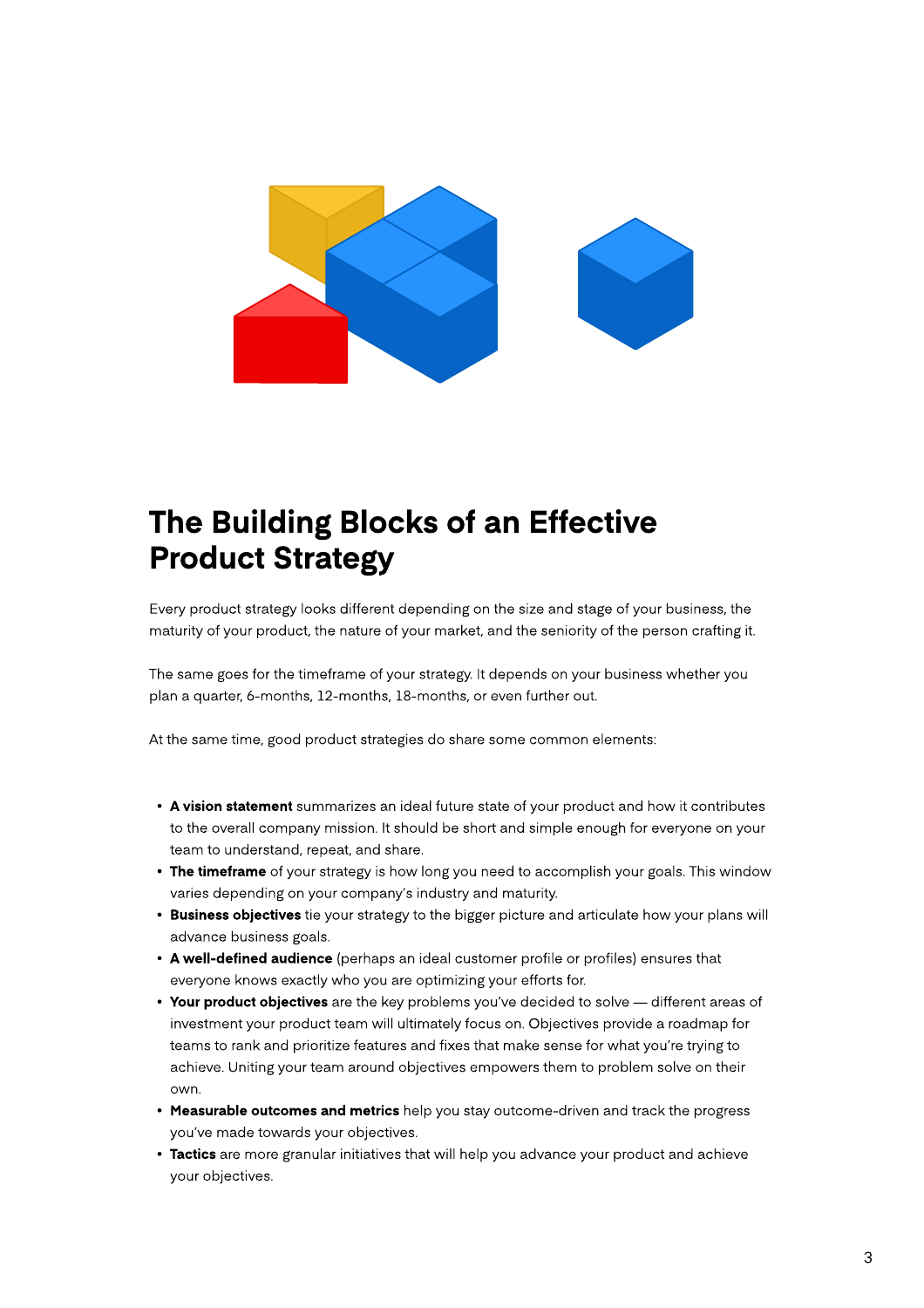# The Building Blocks of an Effective Product Strategy

Every product strategy looks different depending on the size and stage of your business, the maturity of your product, the nature of your market, and the seniority of the person crafting it.

The same goes for the timeframe of your strategy. It depends on your business whether you plan a quarter, 6-months, 12-months, 18-months, or even further out.

At the same time, good product strategies do share some common elements:

- **A vision statement** summarizes an ideal future state of your product and how it contributes to the overall company mission. It should be short and simple enough for everyone on your team to understand, repeat, and share.
- **The timeframe** of your strategy is how long you need to accomplish your goals. This window varies depending on your company's industry and maturity.
- **Business objectives** tie your strategy to the bigger picture and articulate how your plans will advance business goals.
- **A well-defined audience** (perhaps an ideal customer profile or profiles) ensures that everyone knows exactly who you are optimizing your efforts for.
- **Your product objectives** are the key problems you've decided to solve — different areas of investment your product team will ultimately focus on. Objectives provide a roadmap for teams to rank and prioritize features and fixes that make sense for what you're trying to achieve. Uniting your team around objectives empowers them to problem solve on their own.
- **Measurable outcomes and metrics** help you stay outcome-driven and track the progress you've made towards your objectives.
- **Tactics** are more granular initiatives that will help you advance your product and achieve your objectives.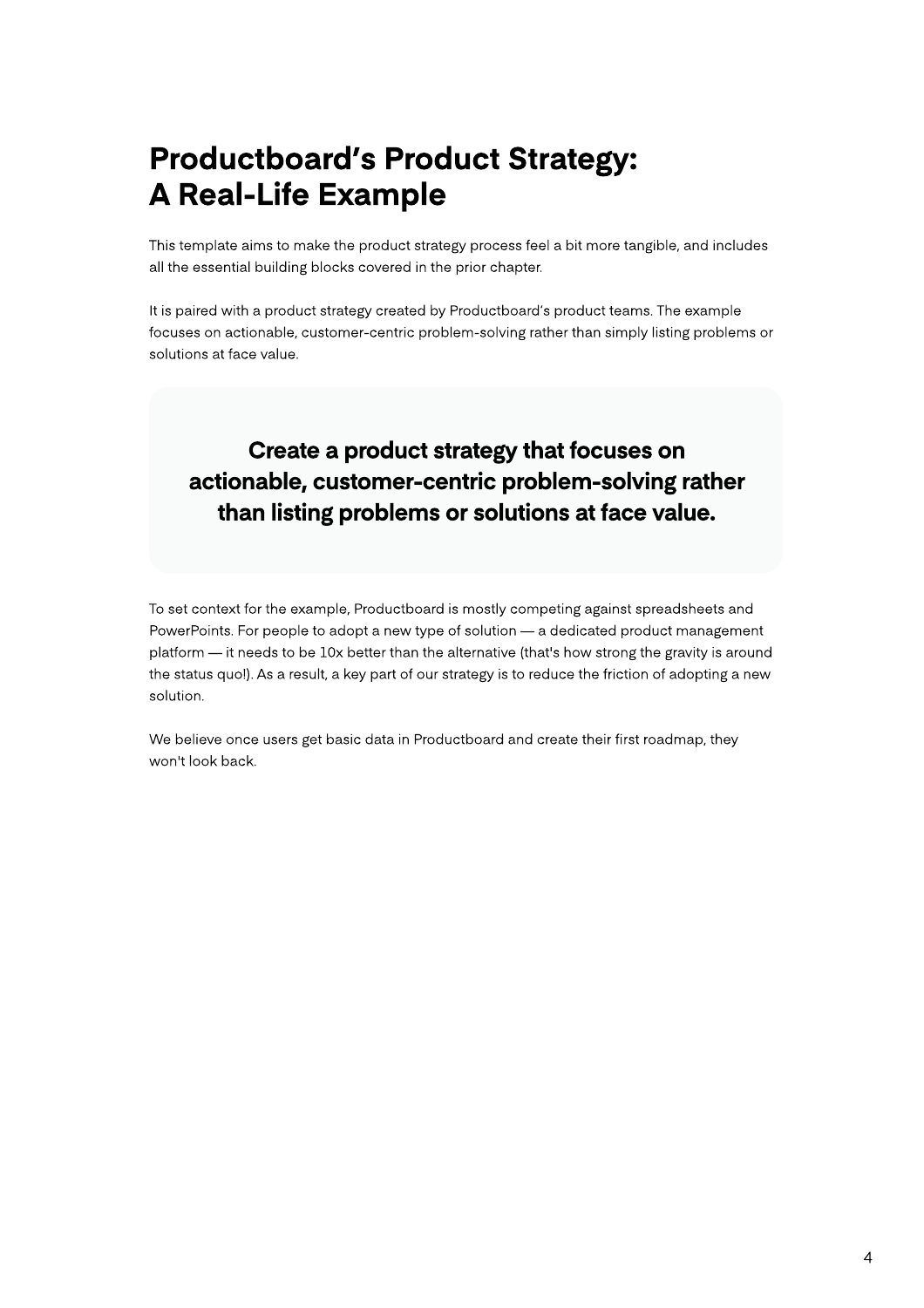# Productboard's Product Strategy: A Real-Life Example

This template aims to make the product strategy process feel a bit more tangible, and includes all the essential building blocks covered in the prior chapter.

It is paired with a product strategy created by Productboard's product teams. The example focuses on actionable, customer-centric problem-solving rather than simply listing problems or solutions at face value.

> **Create a product strategy that focuses on actionable, customer-centric problem-solving rather than listing problems or solutions at face value.**

To set context for the example, Productboard is mostly competing against spreadsheets and PowerPoints. For people to adopt a new type of solution — a dedicated product management platform — it needs to be 10x better than the alternative (that's how strong the gravity is around the status quo!). As a result, a key part of our strategy is to reduce the friction of adopting a new solution.

We believe once users get basic data in Productboard and create their first roadmap, they won't look back.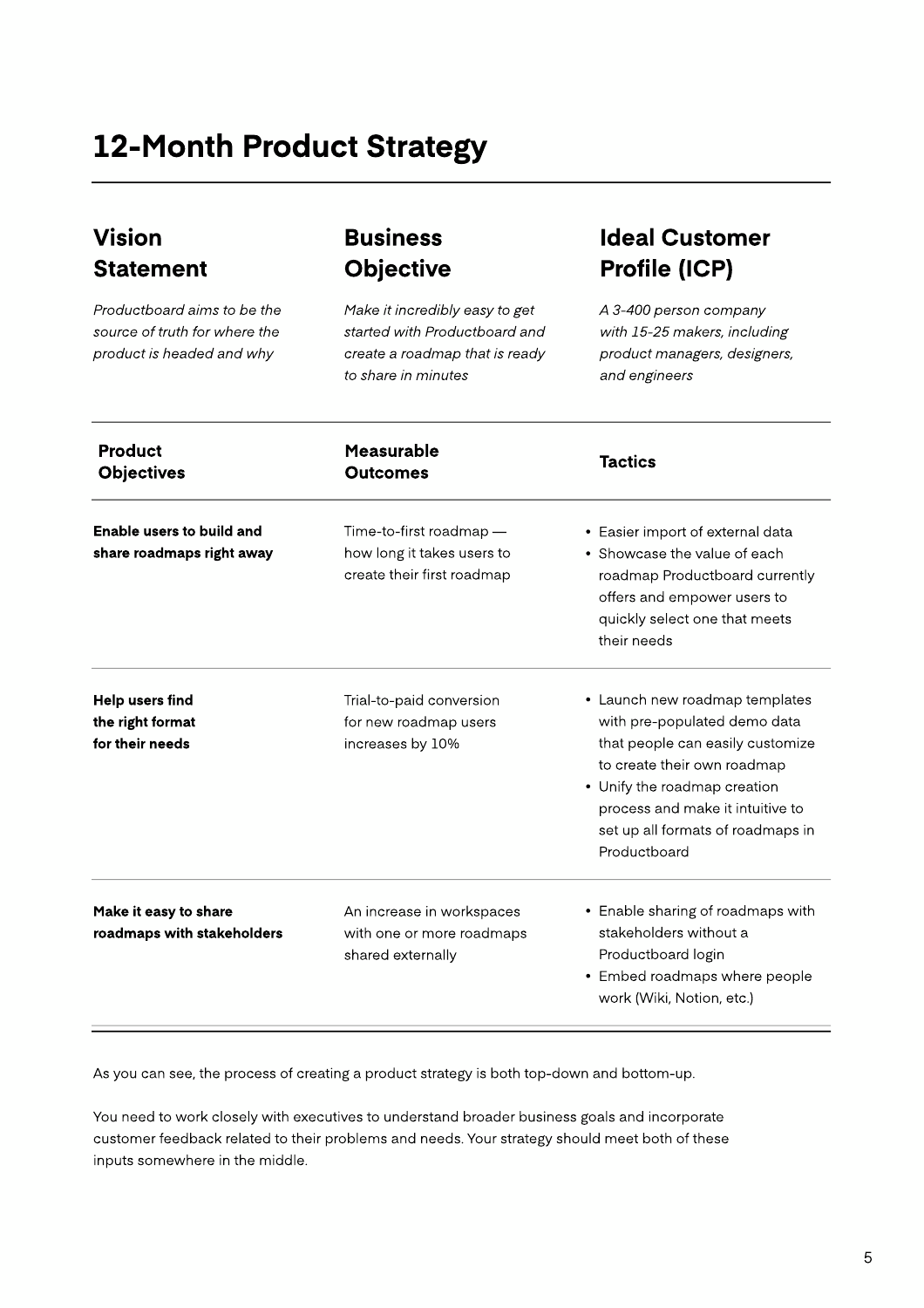# 12-Month Product Strategy

| Vision Statement | Business Objective | Ideal Customer Profile (ICP) |
|---|---|---|
| *Productboard aims to be the source of truth for where the product is headed and why* | *Make it incredibly easy to get started with Productboard and create a roadmap that is ready to share in minutes* | *A 3-400 person company with 15-25 makers, including product managers, designers, and engineers* |

| Product Objectives | Measurable Outcomes | Tactics |
|---|---|---|
| **Enable users to build and share roadmaps right away** | Time-to-first roadmap — how long it takes users to create their first roadmap | • Easier import of external data<br>• Showcase the value of each roadmap Productboard currently offers and empower users to quickly select one that meets their needs |
| **Help users find the right format for their needs** | Trial-to-paid conversion for new roadmap users increases by 10% | • Launch new roadmap templates with pre-populated demo data that people can easily customize to create their own roadmap<br>• Unify the roadmap creation process and make it intuitive to set up all formats of roadmaps in Productboard |
| **Make it easy to share roadmaps with stakeholders** | An increase in workspaces with one or more roadmaps shared externally | • Enable sharing of roadmaps with stakeholders without a Productboard login<br>• Embed roadmaps where people work (Wiki, Notion, etc.) |

As you can see, the process of creating a product strategy is both top-down and bottom-up.

You need to work closely with executives to understand broader business goals and incorporate customer feedback related to their problems and needs. Your strategy should meet both of these inputs somewhere in the middle.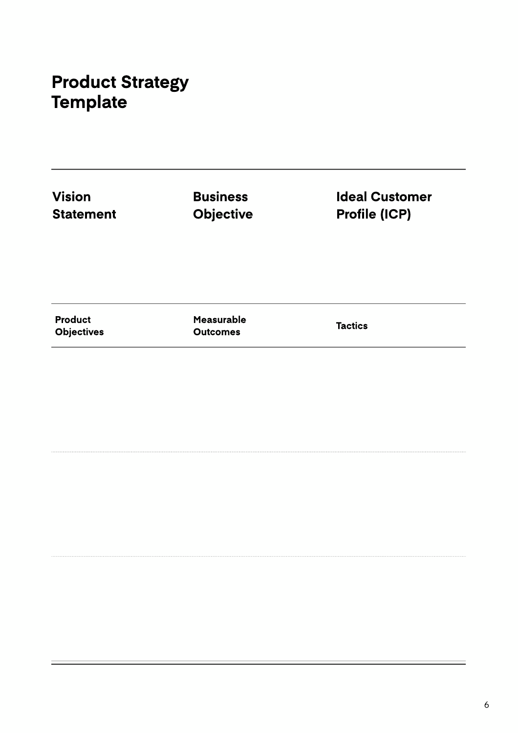# Product Strategy Template

| Vision Statement | Business Objective | Ideal Customer Profile (ICP) |
| --- | --- | --- |
| | | |

| Product Objectives | Measurable Outcomes | Tactics |
| --- | --- | --- |
| | | |
| | | |
| | | |